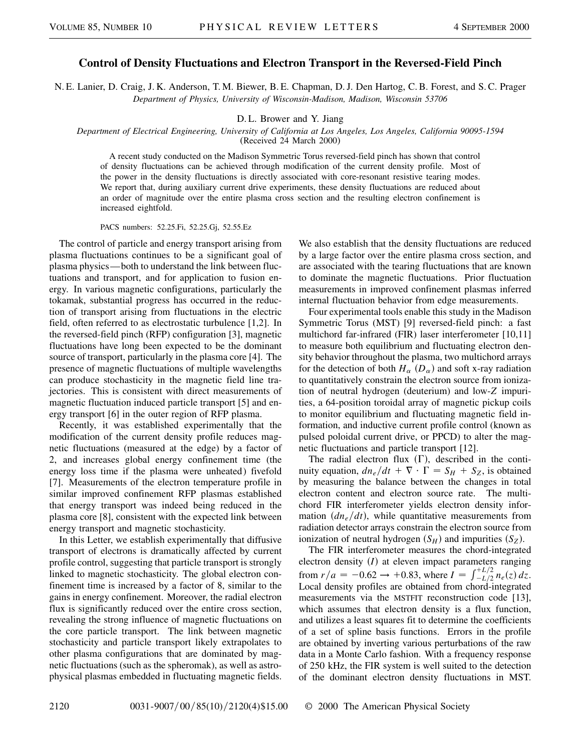# Control of Density Fluctuations and Electron Transport in the Reversed-Field Pinch

N. E. Lanier, D. Craig, J. K. Anderson, T. M. Biewer, B. E. Chapman, D. J. Den Hartog, C. B. Forest, and S. C. Prager

*Department of Physics, University of Wisconsin-Madison, Madison, Wisconsin 53706*

D. L. Brower and Y. Jiang

*Department of Electrical Engineering, University of California at Los Angeles, Los Angeles, California 90095-1594*

(Received 24 March 2000)

A recent study conducted on the Madison Symmetric Torus reversed-field pinch has shown that control of density fluctuations can be achieved through modification of the current density profile. Most of the power in the density fluctuations is directly associated with core-resonant resistive tearing modes. We report that, during auxiliary current drive experiments, these density fluctuations are reduced about an order of magnitude over the entire plasma cross section and the resulting electron confinement is increased eightfold.

PACS numbers: 52.25.Fi, 52.25.Gj, 52.55.Ez

The control of particle and energy transport arising from plasma fluctuations continues to be a significant goal of plasma physics—both to understand the link between fluctuations and transport, and for application to fusion energy. In various magnetic configurations, particularly the tokamak, substantial progress has occurred in the reduction of transport arising from fluctuations in the electric field, often referred to as electrostatic turbulence [1,2]. In the reversed-field pinch (RFP) configuration [3], magnetic fluctuations have long been expected to be the dominant source of transport, particularly in the plasma core [4]. The presence of magnetic fluctuations of multiple wavelengths can produce stochasticity in the magnetic field line trajectories. This is consistent with direct measurements of magnetic fluctuation induced particle transport [5] and energy transport [6] in the outer region of RFP plasma.

Recently, it was established experimentally that the modification of the current density profile reduces magnetic fluctuations (measured at the edge) by a factor of 2, and increases global energy confinement time (the energy loss time if the plasma were unheated) fivefold [7]. Measurements of the electron temperature profile in similar improved confinement RFP plasmas established that energy transport was indeed being reduced in the plasma core [8], consistent with the expected link between energy transport and magnetic stochasticity.

In this Letter, we establish experimentally that diffusive transport of electrons is dramatically affected by current profile control, suggesting that particle transport is strongly linked to magnetic stochasticity. The global electron confinement time is increased by a factor of 8, similar to the gains in energy confinement. Moreover, the radial electron flux is significantly reduced over the entire cross section, revealing the strong influence of magnetic fluctuations on the core particle transport. The link between magnetic stochasticity and particle transport likely extrapolates to other plasma configurations that are dominated by magnetic fluctuations (such as the spheromak), as well as astrophysical plasmas embedded in fluctuating magnetic fields. We also establish that the density fluctuations are reduced by a large factor over the entire plasma cross section, and are associated with the tearing fluctuations that are known to dominate the magnetic fluctuations. Prior fluctuation measurements in improved confinement plasmas inferred internal fluctuation behavior from edge measurements.

Four experimental tools enable this study in the Madison Symmetric Torus (MST) [9] reversed-field pinch: a fast multichord far-infrared (FIR) laser interferometer [10,11] to measure both equilibrium and fluctuating electron density behavior throughout the plasma, two multichord arrays for the detection of both $H_\alpha$ ($D_\alpha$) and soft x-ray radiation to quantitatively constrain the electron source from ionization of neutral hydrogen (deuterium) and low-$Z$ impurities, a 64-position toroidal array of magnetic pickup coils to monitor equilibrium and fluctuating magnetic field information, and inductive current profile control (known as pulsed poloidal current drive, or PPCD) to alter the magnetic fluctuations and particle transport [12].

The radial electron flux ($\Gamma$), described in the continuity equation, $dn_e/dt + \nabla \cdot \Gamma = S_H + S_Z$, is obtained by measuring the balance between the changes in total electron content and electron source rate. The multichord FIR interferometer yields electron density information ($dn_e/dt$), while quantitative measurements from radiation detector arrays constrain the electron source from ionization of neutral hydrogen ($S_H$) and impurities ($S_Z$).

The FIR interferometer measures the chord-integrated electron density ($I$) at eleven impact parameters ranging from $r/a = -0.62 \rightarrow +0.83$, where $I = \int_{-L/2}^{+L/2} n_e(z)\, dz$. Local density profiles are obtained from chord-integrated measurements via the MSTFIT reconstruction code [13], which assumes that electron density is a flux function, and utilizes a least squares fit to determine the coefficients of a set of spline basis functions. Errors in the profile are obtained by inverting various perturbations of the raw data in a Monte Carlo fashion. With a frequency response of 250 kHz, the FIR system is well suited to the detection of the dominant electron density fluctuations in MST.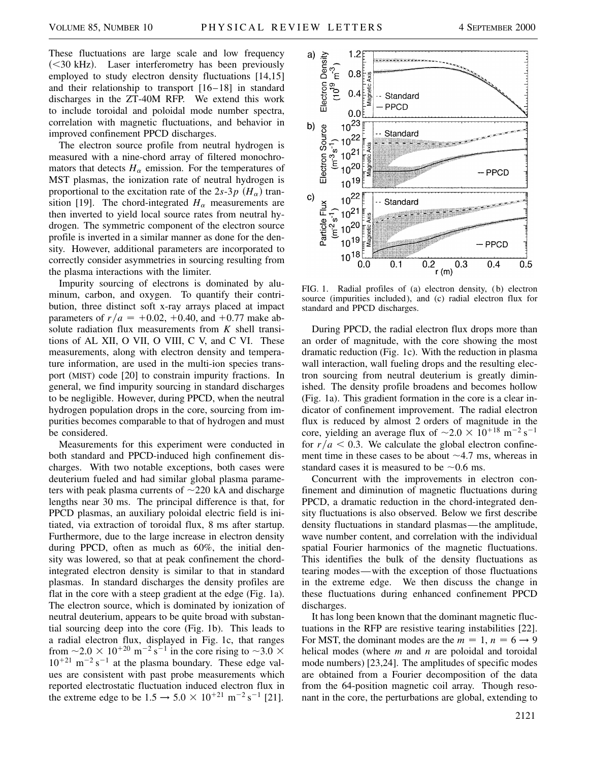These fluctuations are large scale and low frequency (<30 kHz). Laser interferometry has been previously employed to study electron density fluctuations [14,15] and their relationship to transport [16–18] in standard discharges in the ZT-40M RFP. We extend this work to include toroidal and poloidal mode number spectra, correlation with magnetic fluctuations, and behavior in improved confinement PPCD discharges.

The electron source profile from neutral hydrogen is measured with a nine-chord array of filtered monochromators that detects $H_\alpha$ emission. For the temperatures of MST plasmas, the ionization rate of neutral hydrogen is proportional to the excitation rate of the $2s$-$3p$ ($H_\alpha$) transition [19]. The chord-integrated $H_\alpha$ measurements are then inverted to yield local source rates from neutral hydrogen. The symmetric component of the electron source profile is inverted in a similar manner as done for the density. However, additional parameters are incorporated to correctly consider asymmetries in sourcing resulting from the plasma interactions with the limiter.

Impurity sourcing of electrons is dominated by aluminum, carbon, and oxygen. To quantify their contribution, three distinct soft x-ray arrays placed at impact parameters of $r/a = +0.02, +0.40$, and $+0.77$ make absolute radiation flux measurements from $K$ shell transitions of AL XII, O VII, O VIII, C V, and C VI. These measurements, along with electron density and temperature information, are used in the multi-ion species transport (MIST) code [20] to constrain impurity fractions. In general, we find impurity sourcing in standard discharges to be negligible. However, during PPCD, when the neutral hydrogen population drops in the core, sourcing from impurities becomes comparable to that of hydrogen and must be considered.

Measurements for this experiment were conducted in both standard and PPCD-induced high confinement discharges. With two notable exceptions, both cases were deuterium fueled and had similar global plasma parameters with peak plasma currents of ~220 kA and discharge lengths near 30 ms. The principal difference is that, for PPCD plasmas, an auxiliary poloidal electric field is initiated, via extraction of toroidal flux, 8 ms after startup. Furthermore, due to the large increase in electron density during PPCD, often as much as 60%, the initial density was lowered, so that at peak confinement the chord-integrated electron density is similar to that in standard plasmas. In standard discharges the density profiles are flat in the core with a steep gradient at the edge (Fig. 1a). The electron source, which is dominated by ionization of neutral deuterium, appears to be quite broad with substantial sourcing deep into the core (Fig. 1b). This leads to a radial electron flux, displayed in Fig. 1c, that ranges from $\sim 2.0 \times 10^{+20}\ \mathrm{m^{-2}\,s^{-1}}$ in the core rising to $\sim 3.0 \times 10^{+21}\ \mathrm{m^{-2}\,s^{-1}}$ at the plasma boundary. These edge values are consistent with past probe measurements which reported electrostatic fluctuation induced electron flux in the extreme edge to be $1.5 \rightarrow 5.0 \times 10^{+21}\ \mathrm{m^{-2}\,s^{-1}}$ [21].

FIG. 1. Radial profiles of (a) electron density, (b) electron source (impurities included), and (c) radial electron flux for standard and PPCD discharges.

During PPCD, the radial electron flux drops more than an order of magnitude, with the core showing the most dramatic reduction (Fig. 1c). With the reduction in plasma wall interaction, wall fueling drops and the resulting electron sourcing from neutral deuterium is greatly diminished. The density profile broadens and becomes hollow (Fig. 1a). This gradient formation in the core is a clear indicator of confinement improvement. The radial electron flux is reduced by almost 2 orders of magnitude in the core, yielding an average flux of $\sim 2.0 \times 10^{+18}\ \mathrm{m^{-2}\,s^{-1}}$ for $r/a < 0.3$. We calculate the global electron confinement time in these cases to be about ~4.7 ms, whereas in standard cases it is measured to be ~0.6 ms.

Concurrent with the improvements in electron confinement and diminution of magnetic fluctuations during PPCD, a dramatic reduction in the chord-integrated density fluctuations is also observed. Below we first describe density fluctuations in standard plasmas—the amplitude, wave number content, and correlation with the individual spatial Fourier harmonics of the magnetic fluctuations. This identifies the bulk of the density fluctuations as tearing modes—with the exception of those fluctuations in the extreme edge. We then discuss the change in these fluctuations during enhanced confinement PPCD discharges.

It has long been known that the dominant magnetic fluctuations in the RFP are resistive tearing instabilities [22]. For MST, the dominant modes are the $m = 1$, $n = 6 \rightarrow 9$ helical modes (where $m$ and $n$ are poloidal and toroidal mode numbers) [23,24]. The amplitudes of specific modes are obtained from a Fourier decomposition of the data from the 64-position magnetic coil array. Though resonant in the core, the perturbations are global, extending to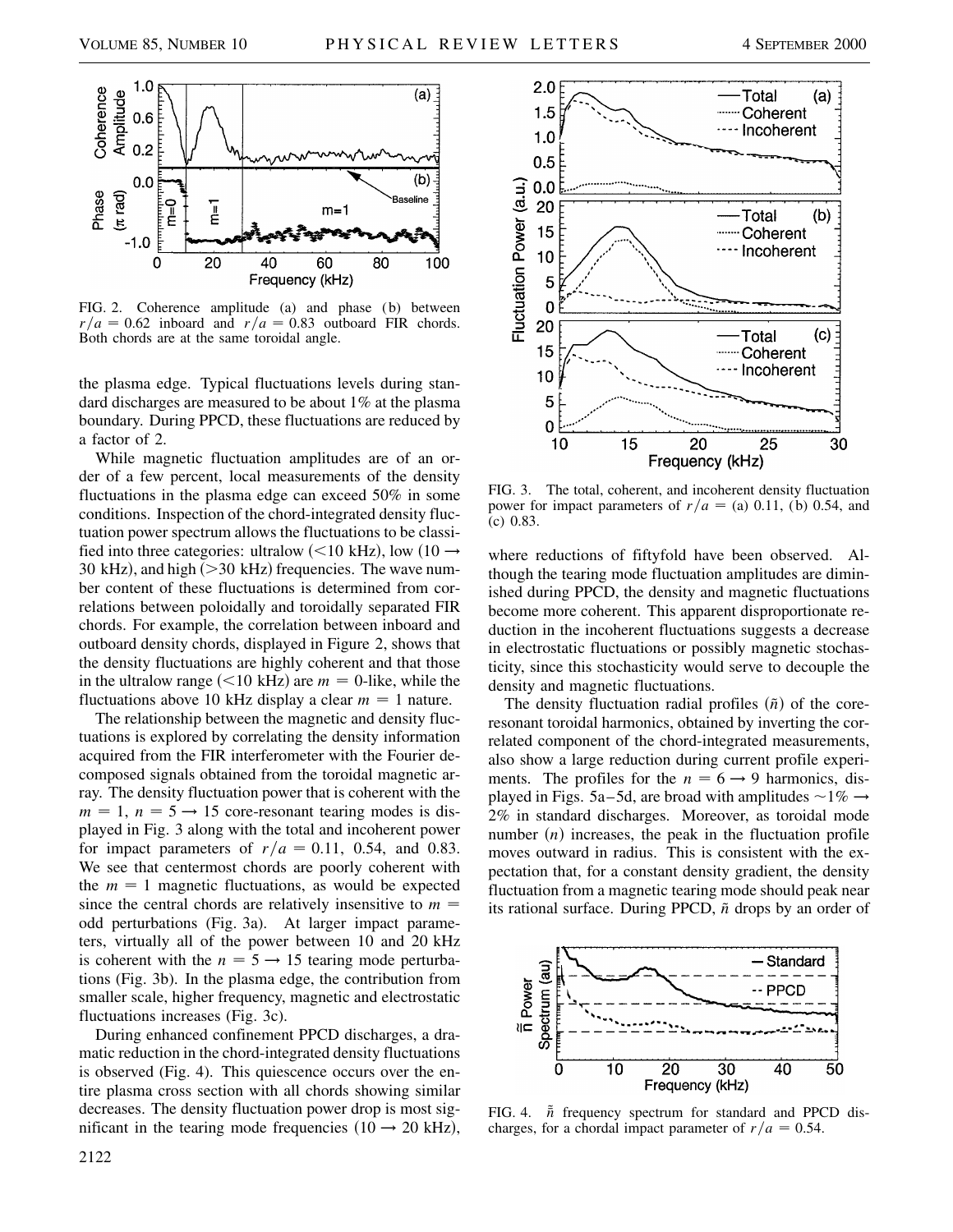FIG. 2. Coherence amplitude (a) and phase (b) between $r/a = 0.62$ inboard and $r/a = 0.83$ outboard FIR chords. Both chords are at the same toroidal angle.

the plasma edge. Typical fluctuations levels during standard discharges are measured to be about 1% at the plasma boundary. During PPCD, these fluctuations are reduced by a factor of 2.

While magnetic fluctuation amplitudes are of an order of a few percent, local measurements of the density fluctuations in the plasma edge can exceed 50% in some conditions. Inspection of the chord-integrated density fluctuation power spectrum allows the fluctuations to be classified into three categories: ultralow (<10 kHz), low (10 → 30 kHz), and high (>30 kHz) frequencies. The wave number content of these fluctuations is determined from correlations between poloidally and toroidally separated FIR chords. For example, the correlation between inboard and outboard density chords, displayed in Figure 2, shows that the density fluctuations are highly coherent and that those in the ultralow range (<10 kHz) are $m = 0$-like, while the fluctuations above 10 kHz display a clear $m = 1$ nature.

The relationship between the magnetic and density fluctuations is explored by correlating the density information acquired from the FIR interferometer with the Fourier decomposed signals obtained from the toroidal magnetic array. The density fluctuation power that is coherent with the $m = 1$, $n = 5 \rightarrow 15$ core-resonant tearing modes is displayed in Fig. 3 along with the total and incoherent power for impact parameters of $r/a = 0.11$, 0.54, and 0.83. We see that centermost chords are poorly coherent with the $m = 1$ magnetic fluctuations, as would be expected since the central chords are relatively insensitive to $m =$ odd perturbations (Fig. 3a). At larger impact parameters, virtually all of the power between 10 and 20 kHz is coherent with the $n = 5 \rightarrow 15$ tearing mode perturbations (Fig. 3b). In the plasma edge, the contribution from smaller scale, higher frequency, magnetic and electrostatic fluctuations increases (Fig. 3c).

During enhanced confinement PPCD discharges, a dramatic reduction in the chord-integrated density fluctuations is observed (Fig. 4). This quiescence occurs over the entire plasma cross section with all chords showing similar decreases. The density fluctuation power drop is most significant in the tearing mode frequencies (10 → 20 kHz), where reductions of fiftyfold have been observed. Although the tearing mode fluctuation amplitudes are diminished during PPCD, the density and magnetic fluctuations become more coherent. This apparent disproportionate reduction in the incoherent fluctuations suggests a decrease in electrostatic fluctuations or possibly magnetic stochasticity, since this stochasticity would serve to decouple the density and magnetic fluctuations.

FIG. 3. The total, coherent, and incoherent density fluctuation power for impact parameters of $r/a =$ (a) 0.11, (b) 0.54, and (c) 0.83.

The density fluctuation radial profiles ($\tilde{n}$) of the core-resonant toroidal harmonics, obtained by inverting the correlated component of the chord-integrated measurements, also show a large reduction during current profile experiments. The profiles for the $n = 6 \rightarrow 9$ harmonics, displayed in Figs. 5a–5d, are broad with amplitudes ~1% → 2% in standard discharges. Moreover, as toroidal mode number ($n$) increases, the peak in the fluctuation profile moves outward in radius. This is consistent with the expectation that, for a constant density gradient, the density fluctuation from a magnetic tearing mode should peak near its rational surface. During PPCD, $\tilde{n}$ drops by an order of

FIG. 4. $\tilde{n}$ frequency spectrum for standard and PPCD discharges, for a chordal impact parameter of $r/a = 0.54$.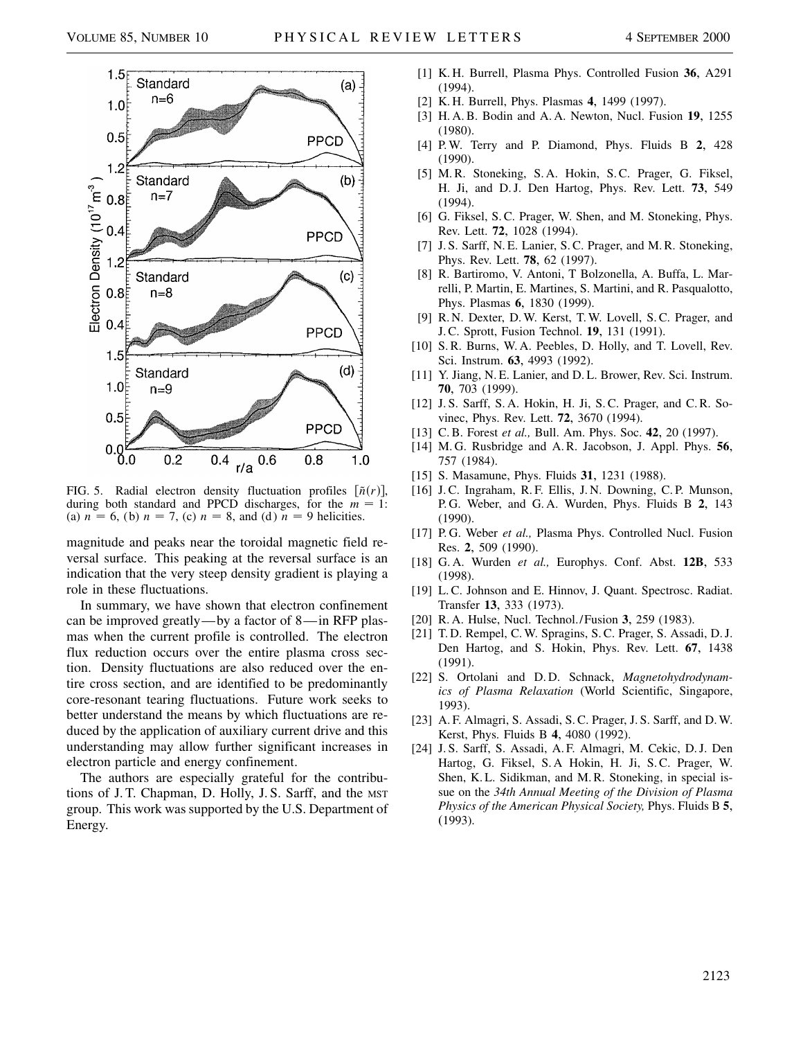Standard
n=6
(a)
PPCD
Standard
n=7
(b)
PPCD
Standard
n=8
(c)
PPCD
Standard
n=9
(d)
PPCD
Electron Density ($10^{17}$ m$^{-3}$)
1.5
1.0
0.5
1.2
0.8
0.4
1.2
0.8
0.4
1.5
1.0
0.5
0.0
0.0
0.2
0.4
r/a
0.6
0.8
1.0

FIG. 5. Radial electron density fluctuation profiles $[\tilde{n}(r)]$, during both standard and PPCD discharges, for the $m = 1$: (a) $n = 6$, (b) $n = 7$, (c) $n = 8$, and (d) $n = 9$ helicities.

magnitude and peaks near the toroidal magnetic field reversal surface. This peaking at the reversal surface is an indication that the very steep density gradient is playing a role in these fluctuations.

In summary, we have shown that electron confinement can be improved greatly—by a factor of 8—in RFP plasmas when the current profile is controlled. The electron flux reduction occurs over the entire plasma cross section. Density fluctuations are also reduced over the entire cross section, and are identified to be predominantly core-resonant tearing fluctuations. Future work seeks to better understand the means by which fluctuations are reduced by the application of auxiliary current drive and this understanding may allow further significant increases in electron particle and energy confinement.

The authors are especially grateful for the contributions of J. T. Chapman, D. Holly, J. S. Sarff, and the MST group. This work was supported by the U.S. Department of Energy.

[1] K. H. Burrell, Plasma Phys. Controlled Fusion **36**, A291 (1994).

[2] K. H. Burrell, Phys. Plasmas **4**, 1499 (1997).

[3] H. A. B. Bodin and A. A. Newton, Nucl. Fusion **19**, 1255 (1980).

[4] P. W. Terry and P. Diamond, Phys. Fluids B **2**, 428 (1990).

[5] M. R. Stoneking, S. A. Hokin, S. C. Prager, G. Fiksel, H. Ji, and D. J. Den Hartog, Phys. Rev. Lett. **73**, 549 (1994).

[6] G. Fiksel, S. C. Prager, W. Shen, and M. Stoneking, Phys. Rev. Lett. **72**, 1028 (1994).

[7] J. S. Sarff, N. E. Lanier, S. C. Prager, and M. R. Stoneking, Phys. Rev. Lett. **78**, 62 (1997).

[8] R. Bartiromo, V. Antoni, T Bolzonella, A. Buffa, L. Marrelli, P. Martin, E. Martines, S. Martini, and R. Pasqualotto, Phys. Plasmas **6**, 1830 (1999).

[9] R. N. Dexter, D. W. Kerst, T. W. Lovell, S. C. Prager, and J. C. Sprott, Fusion Technol. **19**, 131 (1991).

[10] S. R. Burns, W. A. Peebles, D. Holly, and T. Lovell, Rev. Sci. Instrum. **63**, 4993 (1992).

[11] Y. Jiang, N. E. Lanier, and D. L. Brower, Rev. Sci. Instrum. **70**, 703 (1999).

[12] J. S. Sarff, S. A. Hokin, H. Ji, S. C. Prager, and C. R. Sovinec, Phys. Rev. Lett. **72**, 3670 (1994).

[13] C. B. Forest *et al.,* Bull. Am. Phys. Soc. **42**, 20 (1997).

[14] M. G. Rusbridge and A. R. Jacobson, J. Appl. Phys. **56**, 757 (1984).

[15] S. Masamune, Phys. Fluids **31**, 1231 (1988).

[16] J. C. Ingraham, R. F. Ellis, J. N. Downing, C. P. Munson, P. G. Weber, and G. A. Wurden, Phys. Fluids B **2**, 143 (1990).

[17] P. G. Weber *et al.,* Plasma Phys. Controlled Nucl. Fusion Res. **2**, 509 (1990).

[18] G. A. Wurden *et al.,* Europhys. Conf. Abst. **12B**, 533 (1998).

[19] L. C. Johnson and E. Hinnov, J. Quant. Spectrosc. Radiat. Transfer **13**, 333 (1973).

[20] R. A. Hulse, Nucl. Technol./Fusion **3**, 259 (1983).

[21] T. D. Rempel, C. W. Spragins, S. C. Prager, S. Assadi, D. J. Den Hartog, and S. Hokin, Phys. Rev. Lett. **67**, 1438 (1991).

[22] S. Ortolani and D. D. Schnack, *Magnetohydrodynamics of Plasma Relaxation* (World Scientific, Singapore, 1993).

[23] A. F. Almagri, S. Assadi, S. C. Prager, J. S. Sarff, and D. W. Kerst, Phys. Fluids B **4**, 4080 (1992).

[24] J. S. Sarff, S. Assadi, A. F. Almagri, M. Cekic, D. J. Den Hartog, G. Fiksel, S. A Hokin, H. Ji, S. C. Prager, W. Shen, K. L. Sidikman, and M. R. Stoneking, in special issue on the *34th Annual Meeting of the Division of Plasma Physics of the American Physical Society,* Phys. Fluids B **5**, (1993).